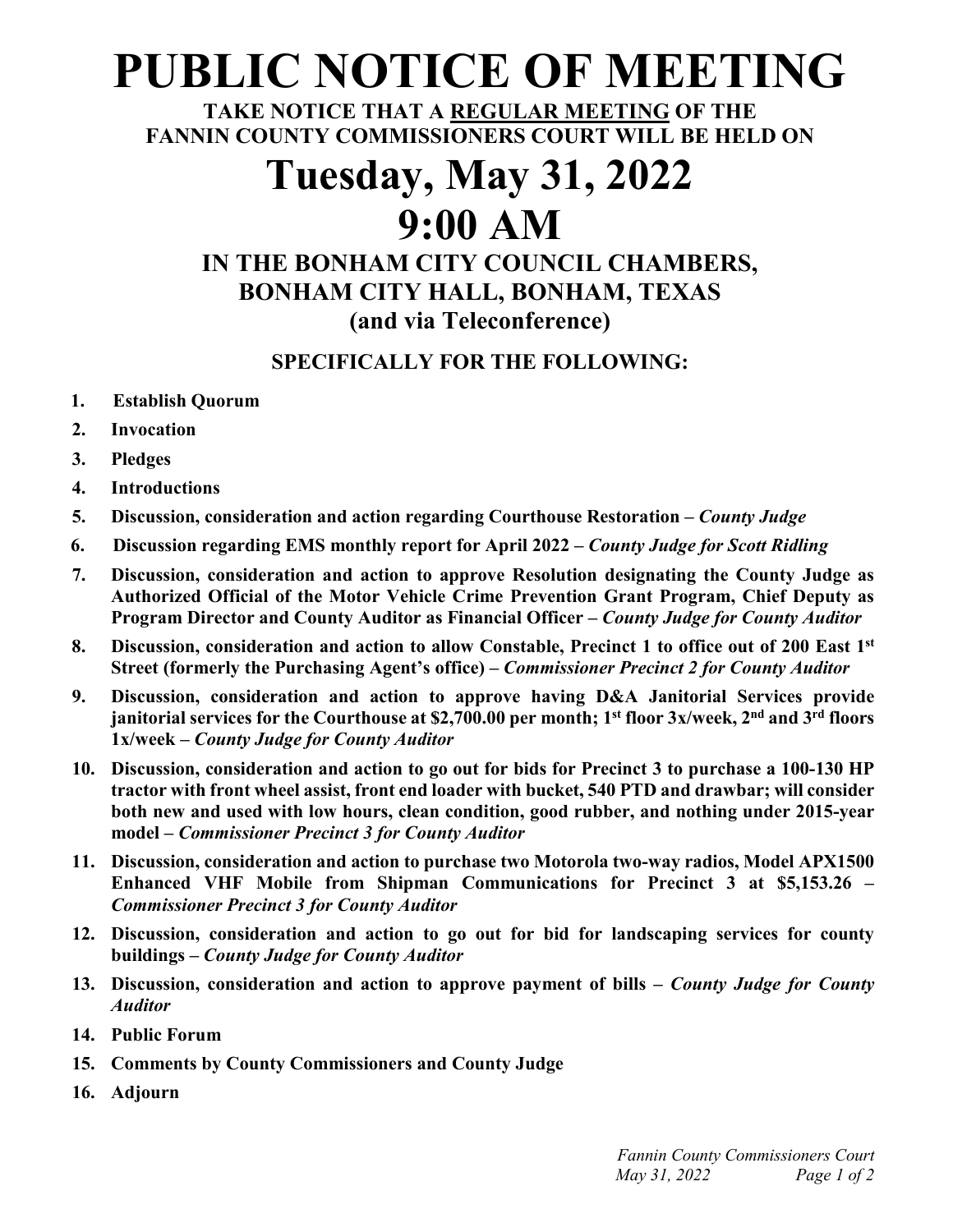# PUBLIC NOTICE OF MEETING

**TAKE NOTICE THAT A REGULAR MEETING OF THE FANNIN COUNTY COMMISSIONERS COURT WILL BE HELD ON**

# Tuesday, May 31, 2022

# 9:00 AM

## IN THE BONHAM CITY COUNCIL CHAMBERS, BONHAM CITY HALL, BONHAM, TEXAS (and via Teleconference)

### SPECIFICALLY FOR THE FOLLOWING:

1. **Establish Quorum**
2. **Invocation**
3. **Pledges**
4. **Introductions**
5. **Discussion, consideration and action regarding Courthouse Restoration –** ***County Judge***
6. **Discussion regarding EMS monthly report for April 2022 –** ***County Judge for Scott Ridling***
7. **Discussion, consideration and action to approve Resolution designating the County Judge as Authorized Official of the Motor Vehicle Crime Prevention Grant Program, Chief Deputy as Program Director and County Auditor as Financial Officer –** ***County Judge for County Auditor***
8. **Discussion, consideration and action to allow Constable, Precinct 1 to office out of 200 East 1st Street (formerly the Purchasing Agent's office) –** ***Commissioner Precinct 2 for County Auditor***
9. **Discussion, consideration and action to approve having D&A Janitorial Services provide janitorial services for the Courthouse at $2,700.00 per month; 1st floor 3x/week, 2nd and 3rd floors 1x/week –** ***County Judge for County Auditor***
10. **Discussion, consideration and action to go out for bids for Precinct 3 to purchase a 100-130 HP tractor with front wheel assist, front end loader with bucket, 540 PTD and drawbar; will consider both new and used with low hours, clean condition, good rubber, and nothing under 2015-year model –** ***Commissioner Precinct 3 for County Auditor***
11. **Discussion, consideration and action to purchase two Motorola two-way radios, Model APX1500 Enhanced VHF Mobile from Shipman Communications for Precinct 3 at $5,153.26 –** ***Commissioner Precinct 3 for County Auditor***
12. **Discussion, consideration and action to go out for bid for landscaping services for county buildings –** ***County Judge for County Auditor***
13. **Discussion, consideration and action to approve payment of bills –** ***County Judge for County Auditor***
14. **Public Forum**
15. **Comments by County Commissioners and County Judge**
16. **Adjourn**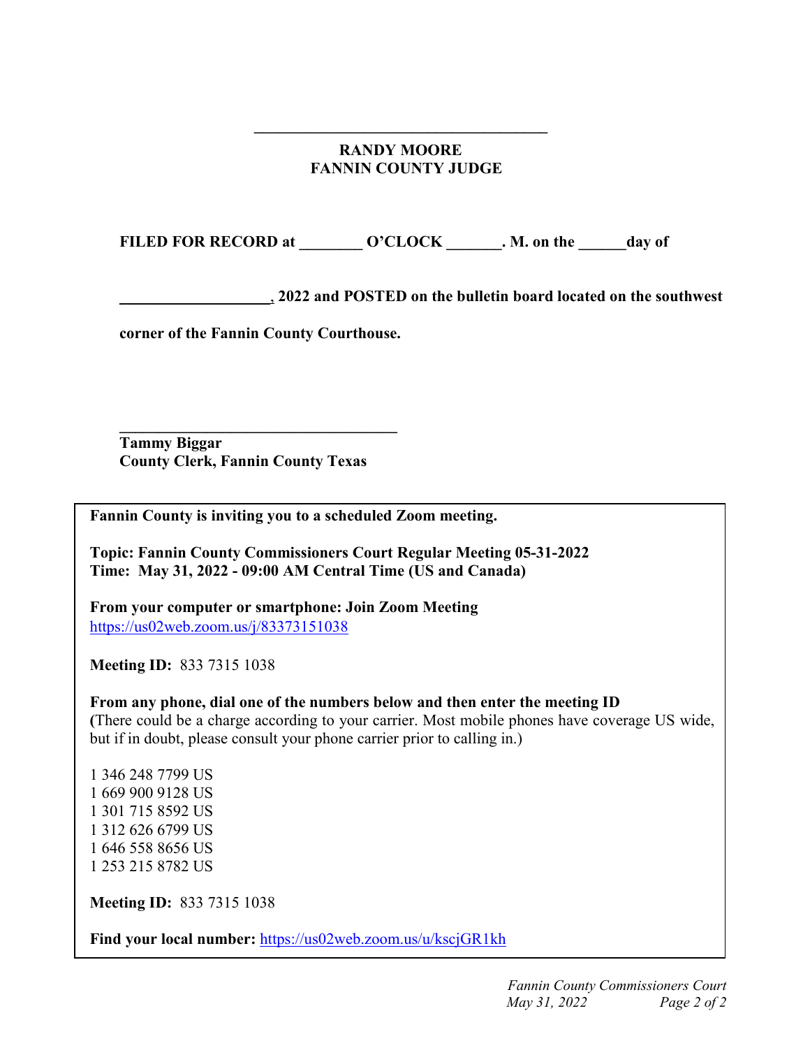\_\_\_\_\_\_\_\_\_\_\_\_\_\_\_\_\_\_\_\_\_\_\_\_\_\_\_\_\_\_\_\_\_\_\_\_\_\_\_

**RANDY MOORE**
**FANNIN COUNTY JUDGE**

**FILED FOR RECORD at \_\_\_\_\_\_\_\_ O'CLOCK \_\_\_\_\_\_\_. M. on the \_\_\_\_\_\_day of**

**\_\_\_\_\_\_\_\_\_\_\_\_\_\_\_\_\_\_\_, 2022 and POSTED on the bulletin board located on the southwest corner of the Fannin County Courthouse.**

\_\_\_\_\_\_\_\_\_\_\_\_\_\_\_\_\_\_\_\_\_\_\_\_\_\_\_\_\_\_\_\_\_\_\_\_\_\_\_

**Tammy Biggar**
**County Clerk, Fannin County Texas**

**Fannin County is inviting you to a scheduled Zoom meeting.**

**Topic: Fannin County Commissioners Court Regular Meeting 05-31-2022**
**Time: May 31, 2022 - 09:00 AM Central Time (US and Canada)**

**From your computer or smartphone: Join Zoom Meeting**
https://us02web.zoom.us/j/83373151038

**Meeting ID:** 833 7315 1038

**From any phone, dial one of the numbers below and then enter the meeting ID**
**(**There could be a charge according to your carrier. Most mobile phones have coverage US wide, but if in doubt, please consult your phone carrier prior to calling in.)

1 346 248 7799 US
1 669 900 9128 US
1 301 715 8592 US
1 312 626 6799 US
1 646 558 8656 US
1 253 215 8782 US

**Meeting ID:** 833 7315 1038

**Find your local number:** https://us02web.zoom.us/u/kscjGR1kh